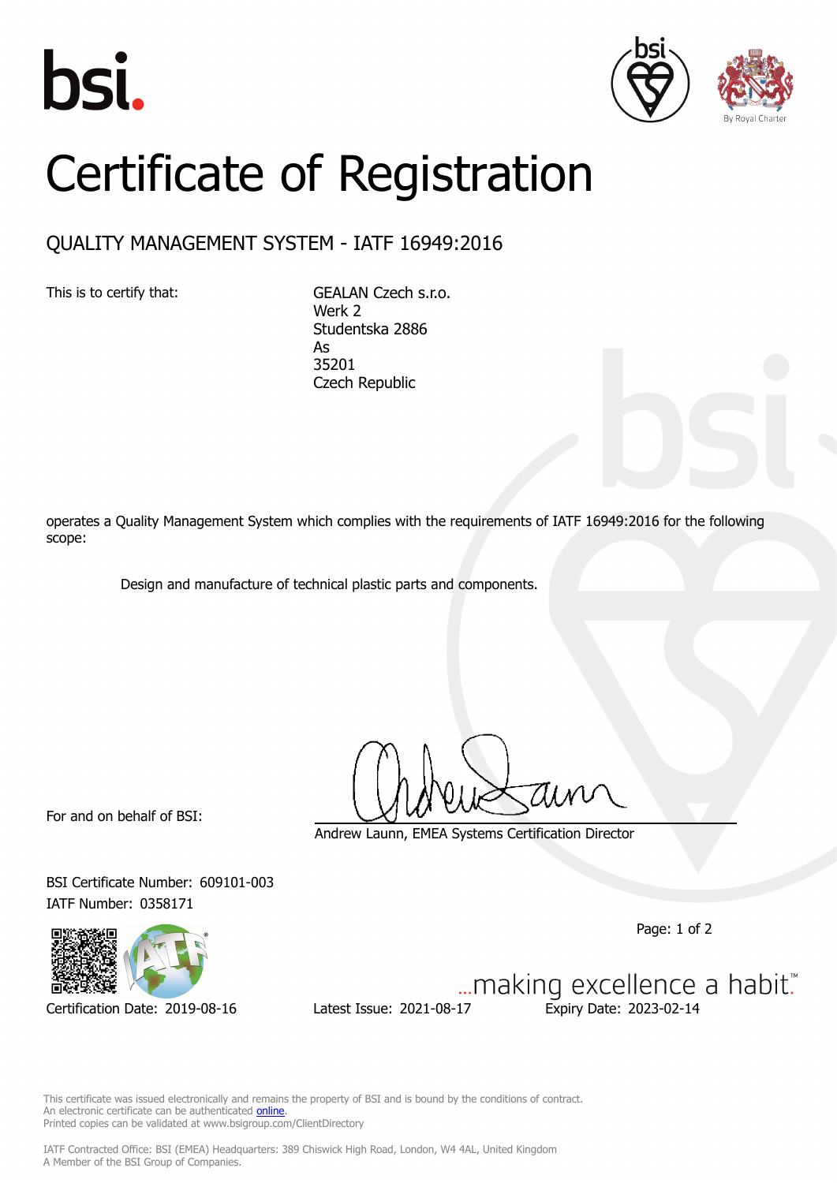bsi.

By Royal Charter

# Certificate of Registration

## QUALITY MANAGEMENT SYSTEM - IATF 16949:2016

This is to certify that:

GEALAN Czech s.r.o.
Werk 2
Studentska 2886
As
35201
Czech Republic

operates a Quality Management System which complies with the requirements of IATF 16949:2016 for the following scope:

Design and manufacture of technical plastic parts and components.

For and on behalf of BSI:

Andrew Launn, EMEA Systems Certification Director

BSI Certificate Number: 609101-003
IATF Number: 0358171

Certification Date: 2019-08-16
Latest Issue: 2021-08-17
Expiry Date: 2023-02-14

...making excellence a habit.™

This certificate was issued electronically and remains the property of BSI and is bound by the conditions of contract.
An electronic certificate can be authenticated online.
Printed copies can be validated at www.bsigroup.com/ClientDirectory

IATF Contracted Office: BSI (EMEA) Headquarters: 389 Chiswick High Road, London, W4 4AL, United Kingdom
A Member of the BSI Group of Companies.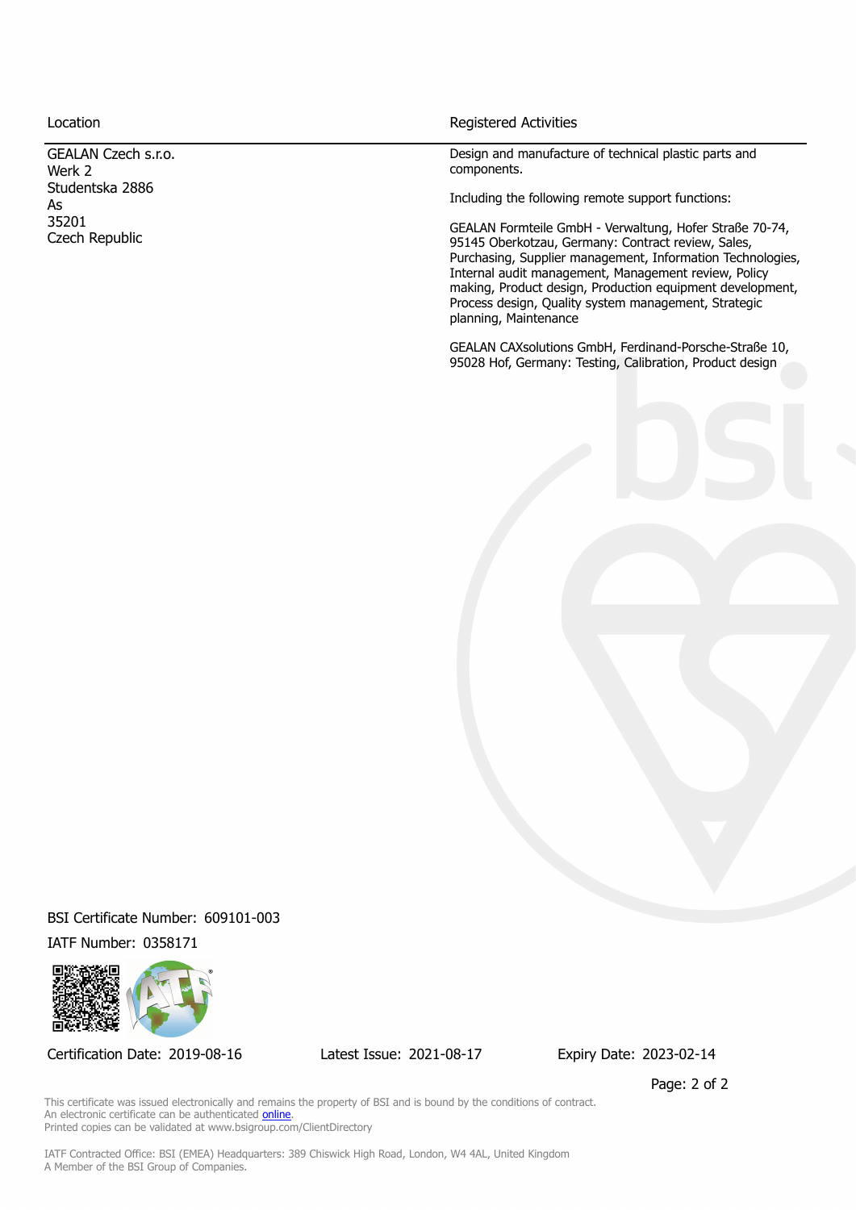| Location | Registered Activities |
| --- | --- |
| GEALAN Czech s.r.o.<br>Werk 2<br>Studentska 2886<br>As<br>35201<br>Czech Republic | Design and manufacture of technical plastic parts and components.<br><br>Including the following remote support functions:<br><br>GEALAN Formteile GmbH - Verwaltung, Hofer Straße 70-74, 95145 Oberkotzau, Germany: Contract review, Sales, Purchasing, Supplier management, Information Technologies, Internal audit management, Management review, Policy making, Product design, Production equipment development, Process design, Quality system management, Strategic planning, Maintenance<br><br>GEALAN CAXsolutions GmbH, Ferdinand-Porsche-Straße 10, 95028 Hof, Germany: Testing, Calibration, Product design |

BSI Certificate Number: 609101-003

IATF Number: 0358171

Certification Date: 2019-08-16 Latest Issue: 2021-08-17 Expiry Date: 2023-02-14

This certificate was issued electronically and remains the property of BSI and is bound by the conditions of contract.
An electronic certificate can be authenticated online.
Printed copies can be validated at www.bsigroup.com/ClientDirectory

IATF Contracted Office: BSI (EMEA) Headquarters: 389 Chiswick High Road, London, W4 4AL, United Kingdom
A Member of the BSI Group of Companies.